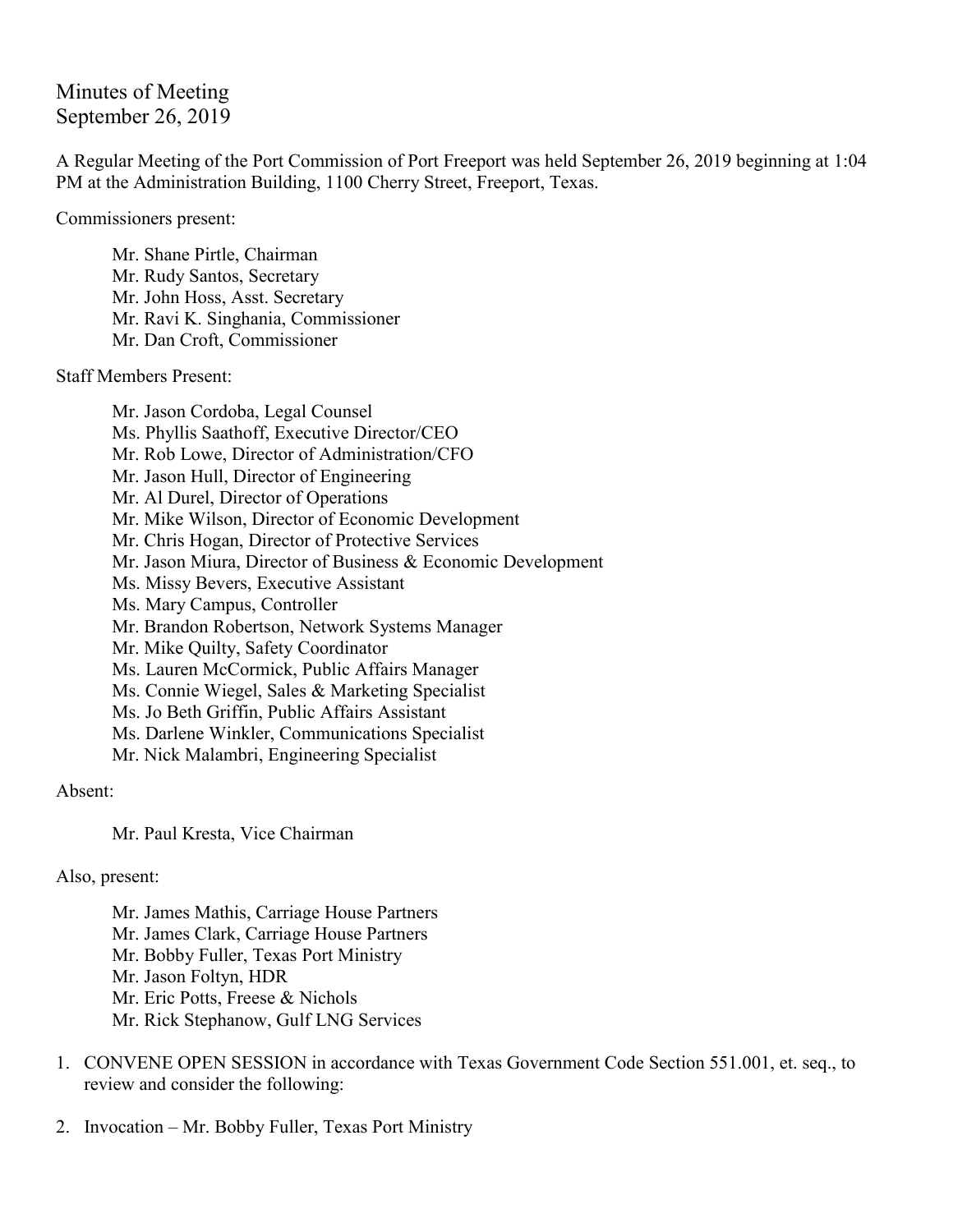# Minutes of Meeting
September 26, 2019

A Regular Meeting of the Port Commission of Port Freeport was held September 26, 2019 beginning at 1:04 PM at the Administration Building, 1100 Cherry Street, Freeport, Texas.

Commissioners present:

- Mr. Shane Pirtle, Chairman
- Mr. Rudy Santos, Secretary
- Mr. John Hoss, Asst. Secretary
- Mr. Ravi K. Singhania, Commissioner
- Mr. Dan Croft, Commissioner

Staff Members Present:

- Mr. Jason Cordoba, Legal Counsel
- Ms. Phyllis Saathoff, Executive Director/CEO
- Mr. Rob Lowe, Director of Administration/CFO
- Mr. Jason Hull, Director of Engineering
- Mr. Al Durel, Director of Operations
- Mr. Mike Wilson, Director of Economic Development
- Mr. Chris Hogan, Director of Protective Services
- Mr. Jason Miura, Director of Business & Economic Development
- Ms. Missy Bevers, Executive Assistant
- Ms. Mary Campus, Controller
- Mr. Brandon Robertson, Network Systems Manager
- Mr. Mike Quilty, Safety Coordinator
- Ms. Lauren McCormick, Public Affairs Manager
- Ms. Connie Wiegel, Sales & Marketing Specialist
- Ms. Jo Beth Griffin, Public Affairs Assistant
- Ms. Darlene Winkler, Communications Specialist
- Mr. Nick Malambri, Engineering Specialist

Absent:

- Mr. Paul Kresta, Vice Chairman

Also, present:

- Mr. James Mathis, Carriage House Partners
- Mr. James Clark, Carriage House Partners
- Mr. Bobby Fuller, Texas Port Ministry
- Mr. Jason Foltyn, HDR
- Mr. Eric Potts, Freese & Nichols
- Mr. Rick Stephanow, Gulf LNG Services

1. CONVENE OPEN SESSION in accordance with Texas Government Code Section 551.001, et. seq., to review and consider the following:
2. Invocation – Mr. Bobby Fuller, Texas Port Ministry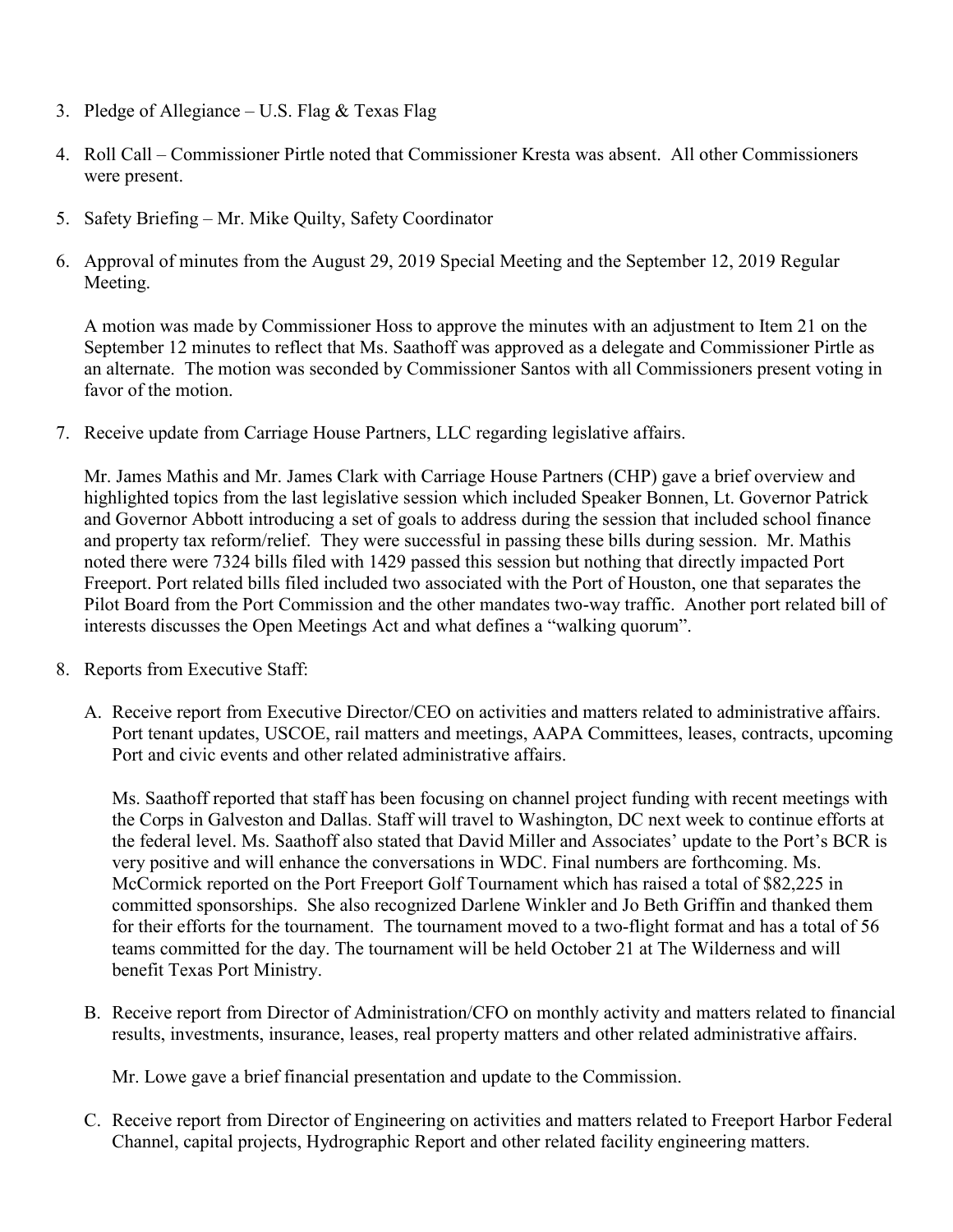3. Pledge of Allegiance – U.S. Flag & Texas Flag

4. Roll Call – Commissioner Pirtle noted that Commissioner Kresta was absent. All other Commissioners were present.

5. Safety Briefing – Mr. Mike Quilty, Safety Coordinator

6. Approval of minutes from the August 29, 2019 Special Meeting and the September 12, 2019 Regular Meeting.

   A motion was made by Commissioner Hoss to approve the minutes with an adjustment to Item 21 on the September 12 minutes to reflect that Ms. Saathoff was approved as a delegate and Commissioner Pirtle as an alternate. The motion was seconded by Commissioner Santos with all Commissioners present voting in favor of the motion.

7. Receive update from Carriage House Partners, LLC regarding legislative affairs.

   Mr. James Mathis and Mr. James Clark with Carriage House Partners (CHP) gave a brief overview and highlighted topics from the last legislative session which included Speaker Bonnen, Lt. Governor Patrick and Governor Abbott introducing a set of goals to address during the session that included school finance and property tax reform/relief. They were successful in passing these bills during session. Mr. Mathis noted there were 7324 bills filed with 1429 passed this session but nothing that directly impacted Port Freeport. Port related bills filed included two associated with the Port of Houston, one that separates the Pilot Board from the Port Commission and the other mandates two-way traffic. Another port related bill of interests discusses the Open Meetings Act and what defines a "walking quorum".

8. Reports from Executive Staff:

   A. Receive report from Executive Director/CEO on activities and matters related to administrative affairs. Port tenant updates, USCOE, rail matters and meetings, AAPA Committees, leases, contracts, upcoming Port and civic events and other related administrative affairs.

      Ms. Saathoff reported that staff has been focusing on channel project funding with recent meetings with the Corps in Galveston and Dallas. Staff will travel to Washington, DC next week to continue efforts at the federal level. Ms. Saathoff also stated that David Miller and Associates' update to the Port's BCR is very positive and will enhance the conversations in WDC. Final numbers are forthcoming. Ms. McCormick reported on the Port Freeport Golf Tournament which has raised a total of $82,225 in committed sponsorships. She also recognized Darlene Winkler and Jo Beth Griffin and thanked them for their efforts for the tournament. The tournament moved to a two-flight format and has a total of 56 teams committed for the day. The tournament will be held October 21 at The Wilderness and will benefit Texas Port Ministry.

   B. Receive report from Director of Administration/CFO on monthly activity and matters related to financial results, investments, insurance, leases, real property matters and other related administrative affairs.

      Mr. Lowe gave a brief financial presentation and update to the Commission.

   C. Receive report from Director of Engineering on activities and matters related to Freeport Harbor Federal Channel, capital projects, Hydrographic Report and other related facility engineering matters.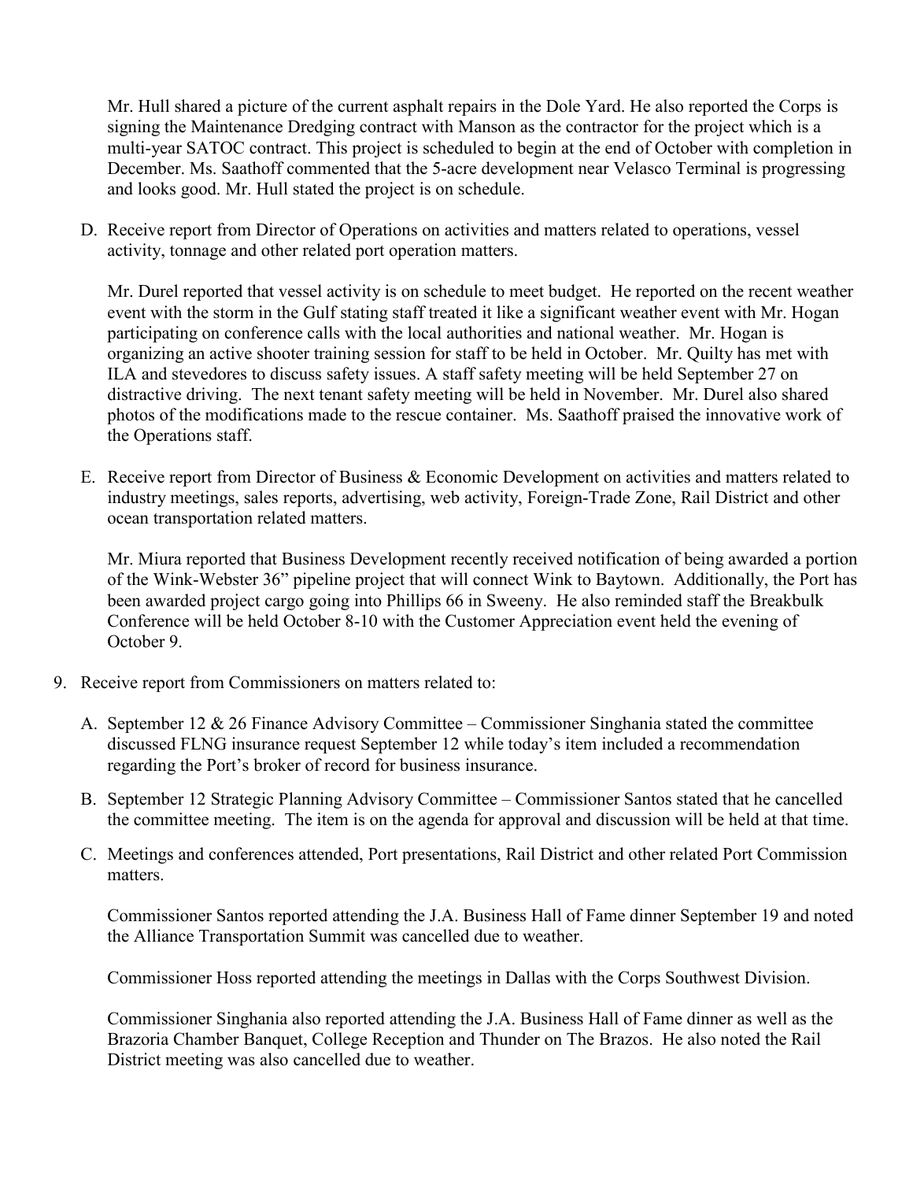Mr. Hull shared a picture of the current asphalt repairs in the Dole Yard. He also reported the Corps is signing the Maintenance Dredging contract with Manson as the contractor for the project which is a multi-year SATOC contract. This project is scheduled to begin at the end of October with completion in December. Ms. Saathoff commented that the 5-acre development near Velasco Terminal is progressing and looks good. Mr. Hull stated the project is on schedule.

D. Receive report from Director of Operations on activities and matters related to operations, vessel activity, tonnage and other related port operation matters.

   Mr. Durel reported that vessel activity is on schedule to meet budget. He reported on the recent weather event with the storm in the Gulf stating staff treated it like a significant weather event with Mr. Hogan participating on conference calls with the local authorities and national weather. Mr. Hogan is organizing an active shooter training session for staff to be held in October. Mr. Quilty has met with ILA and stevedores to discuss safety issues. A staff safety meeting will be held September 27 on distractive driving. The next tenant safety meeting will be held in November. Mr. Durel also shared photos of the modifications made to the rescue container. Ms. Saathoff praised the innovative work of the Operations staff.

E. Receive report from Director of Business & Economic Development on activities and matters related to industry meetings, sales reports, advertising, web activity, Foreign-Trade Zone, Rail District and other ocean transportation related matters.

   Mr. Miura reported that Business Development recently received notification of being awarded a portion of the Wink-Webster 36" pipeline project that will connect Wink to Baytown. Additionally, the Port has been awarded project cargo going into Phillips 66 in Sweeny. He also reminded staff the Breakbulk Conference will be held October 8-10 with the Customer Appreciation event held the evening of October 9.

9. Receive report from Commissioners on matters related to:

   A. September 12 & 26 Finance Advisory Committee – Commissioner Singhania stated the committee discussed FLNG insurance request September 12 while today's item included a recommendation regarding the Port's broker of record for business insurance.

   B. September 12 Strategic Planning Advisory Committee – Commissioner Santos stated that he cancelled the committee meeting. The item is on the agenda for approval and discussion will be held at that time.

   C. Meetings and conferences attended, Port presentations, Rail District and other related Port Commission matters.

      Commissioner Santos reported attending the J.A. Business Hall of Fame dinner September 19 and noted the Alliance Transportation Summit was cancelled due to weather.

      Commissioner Hoss reported attending the meetings in Dallas with the Corps Southwest Division.

      Commissioner Singhania also reported attending the J.A. Business Hall of Fame dinner as well as the Brazoria Chamber Banquet, College Reception and Thunder on The Brazos. He also noted the Rail District meeting was also cancelled due to weather.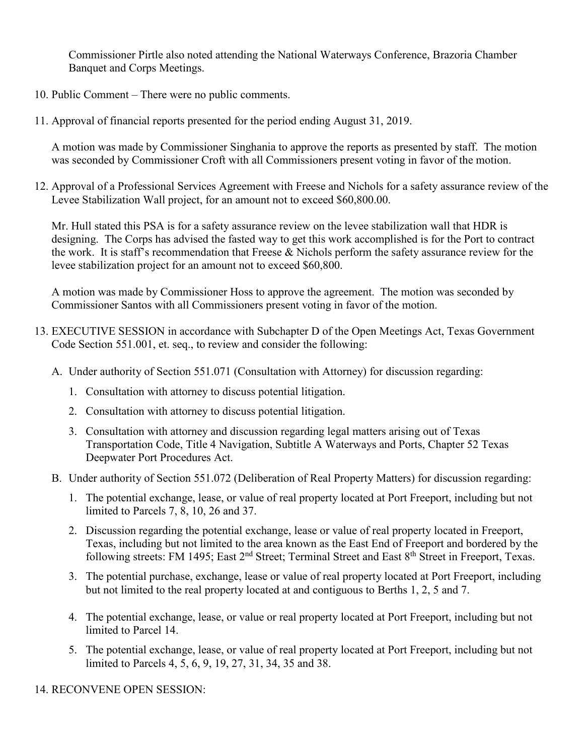Commissioner Pirtle also noted attending the National Waterways Conference, Brazoria Chamber Banquet and Corps Meetings.

10. Public Comment – There were no public comments.

11. Approval of financial reports presented for the period ending August 31, 2019.

    A motion was made by Commissioner Singhania to approve the reports as presented by staff. The motion was seconded by Commissioner Croft with all Commissioners present voting in favor of the motion.

12. Approval of a Professional Services Agreement with Freese and Nichols for a safety assurance review of the Levee Stabilization Wall project, for an amount not to exceed $60,800.00.

    Mr. Hull stated this PSA is for a safety assurance review on the levee stabilization wall that HDR is designing. The Corps has advised the fasted way to get this work accomplished is for the Port to contract the work. It is staff's recommendation that Freese & Nichols perform the safety assurance review for the levee stabilization project for an amount not to exceed $60,800.

    A motion was made by Commissioner Hoss to approve the agreement. The motion was seconded by Commissioner Santos with all Commissioners present voting in favor of the motion.

13. EXECUTIVE SESSION in accordance with Subchapter D of the Open Meetings Act, Texas Government Code Section 551.001, et. seq., to review and consider the following:

    A. Under authority of Section 551.071 (Consultation with Attorney) for discussion regarding:

        1. Consultation with attorney to discuss potential litigation.

        2. Consultation with attorney to discuss potential litigation.

        3. Consultation with attorney and discussion regarding legal matters arising out of Texas Transportation Code, Title 4 Navigation, Subtitle A Waterways and Ports, Chapter 52 Texas Deepwater Port Procedures Act.

    B. Under authority of Section 551.072 (Deliberation of Real Property Matters) for discussion regarding:

        1. The potential exchange, lease, or value of real property located at Port Freeport, including but not limited to Parcels 7, 8, 10, 26 and 37.

        2. Discussion regarding the potential exchange, lease or value of real property located in Freeport, Texas, including but not limited to the area known as the East End of Freeport and bordered by the following streets: FM 1495; East 2nd Street; Terminal Street and East 8th Street in Freeport, Texas.

        3. The potential purchase, exchange, lease or value of real property located at Port Freeport, including but not limited to the real property located at and contiguous to Berths 1, 2, 5 and 7.

        4. The potential exchange, lease, or value or real property located at Port Freeport, including but not limited to Parcel 14.

        5. The potential exchange, lease, or value of real property located at Port Freeport, including but not limited to Parcels 4, 5, 6, 9, 19, 27, 31, 34, 35 and 38.

14. RECONVENE OPEN SESSION: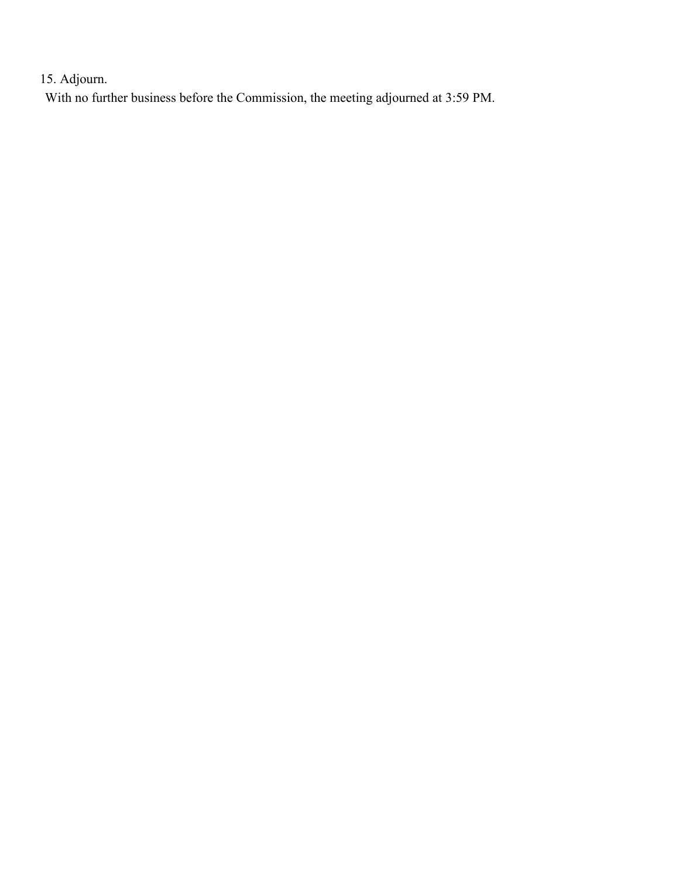15. Adjourn.

With no further business before the Commission, the meeting adjourned at 3:59 PM.